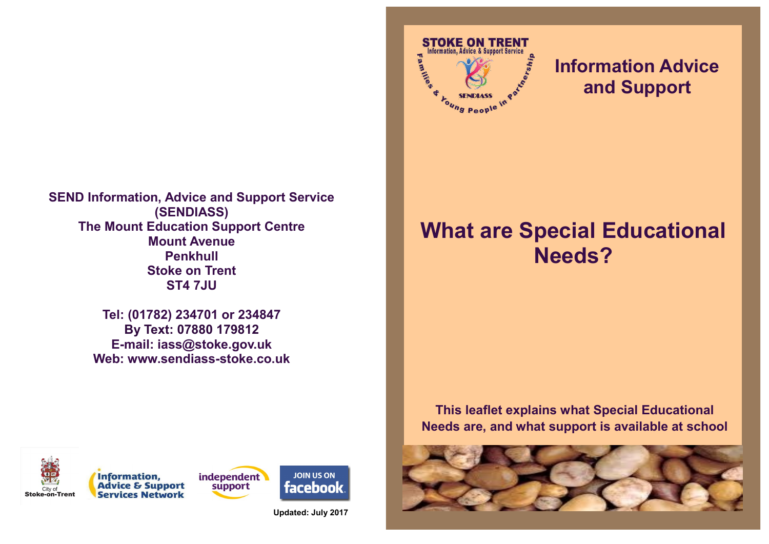**SEND Information, Advice and Support Service (SENDIASS)**
**The Mount Education Support Centre**
**Mount Avenue**
**Penkhull**
**Stoke on Trent**
**ST4 7JU**

**Tel: (01782) 234701 or 234847**
**By Text: 07880 179812**
**E-mail: iass@stoke.gov.uk**
**Web: www.sendiass-stoke.co.uk**

**Updated: July 2017**

STOKE ON TRENT Information, Advice & Support Service — SENDIASS — Families & Young People in Partnership

## Information Advice and Support

# What are Special Educational Needs?

**This leaflet explains what Special Educational Needs are, and what support is available at school**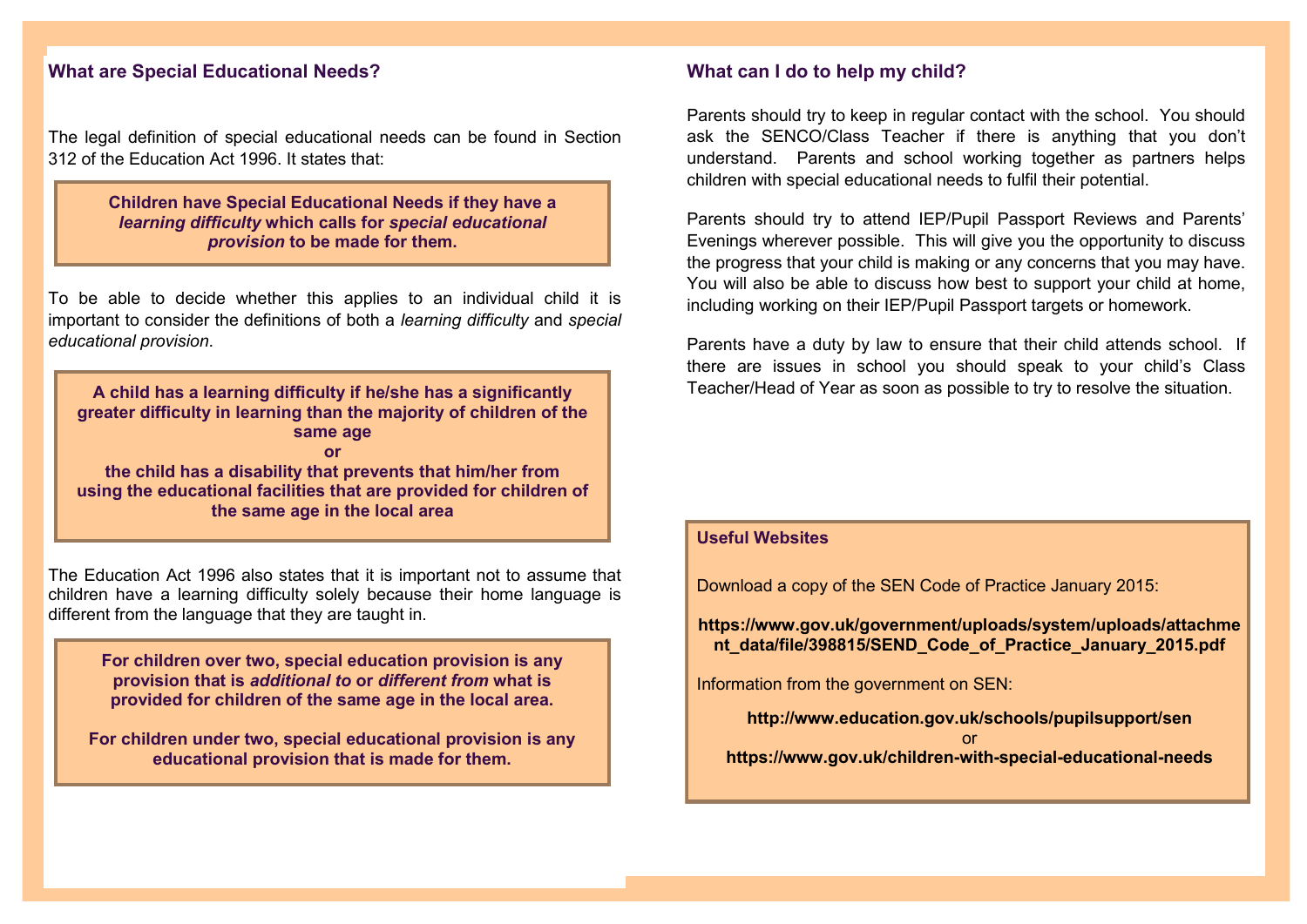## What are Special Educational Needs?

The legal definition of special educational needs can be found in Section 312 of the Education Act 1996. It states that:

> **Children have Special Educational Needs if they have a *learning difficulty* which calls for *special educational provision* to be made for them.**

To be able to decide whether this applies to an individual child it is important to consider the definitions of both a *learning difficulty* and *special educational provision*.

> **A child has a learning difficulty if he/she has a significantly greater difficulty in learning than the majority of children of the same age**
>
> **or**
>
> **the child has a disability that prevents that him/her from using the educational facilities that are provided for children of the same age in the local area**

The Education Act 1996 also states that it is important not to assume that children have a learning difficulty solely because their home language is different from the language that they are taught in.

> **For children over two, special education provision is any provision that is *additional to* or *different from* what is provided for children of the same age in the local area.**
>
> **For children under two, special educational provision is any educational provision that is made for them.**

## What can I do to help my child?

Parents should try to keep in regular contact with the school. You should ask the SENCO/Class Teacher if there is anything that you don't understand. Parents and school working together as partners helps children with special educational needs to fulfil their potential.

Parents should try to attend IEP/Pupil Passport Reviews and Parents' Evenings wherever possible. This will give you the opportunity to discuss the progress that your child is making or any concerns that you may have. You will also be able to discuss how best to support your child at home, including working on their IEP/Pupil Passport targets or homework.

Parents have a duty by law to ensure that their child attends school. If there are issues in school you should speak to your child's Class Teacher/Head of Year as soon as possible to try to resolve the situation.

### Useful Websites

Download a copy of the SEN Code of Practice January 2015:

**https://www.gov.uk/government/uploads/system/uploads/attachment_data/file/398815/SEND_Code_of_Practice_January_2015.pdf**

Information from the government on SEN:

**http://www.education.gov.uk/schools/pupilsupport/sen**

or

**https://www.gov.uk/children-with-special-educational-needs**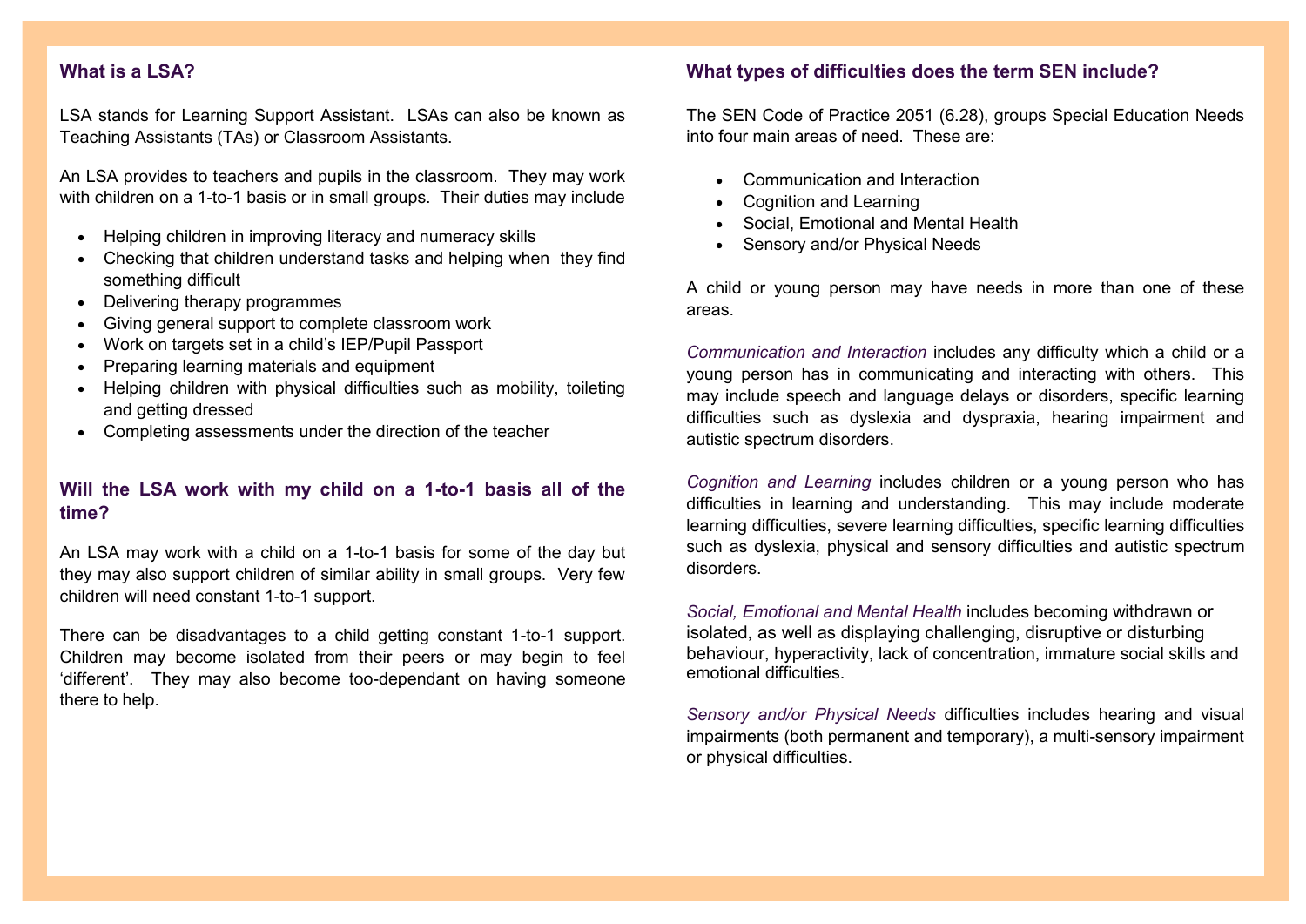## What is a LSA?

LSA stands for Learning Support Assistant. LSAs can also be known as Teaching Assistants (TAs) or Classroom Assistants.

An LSA provides to teachers and pupils in the classroom. They may work with children on a 1-to-1 basis or in small groups. Their duties may include

- Helping children in improving literacy and numeracy skills
- Checking that children understand tasks and helping when they find something difficult
- Delivering therapy programmes
- Giving general support to complete classroom work
- Work on targets set in a child's IEP/Pupil Passport
- Preparing learning materials and equipment
- Helping children with physical difficulties such as mobility, toileting and getting dressed
- Completing assessments under the direction of the teacher

## Will the LSA work with my child on a 1-to-1 basis all of the time?

An LSA may work with a child on a 1-to-1 basis for some of the day but they may also support children of similar ability in small groups. Very few children will need constant 1-to-1 support.

There can be disadvantages to a child getting constant 1-to-1 support. Children may become isolated from their peers or may begin to feel 'different'. They may also become too-dependant on having someone there to help.

## What types of difficulties does the term SEN include?

The SEN Code of Practice 2051 (6.28), groups Special Education Needs into four main areas of need. These are:

- Communication and Interaction
- Cognition and Learning
- Social, Emotional and Mental Health
- Sensory and/or Physical Needs

A child or young person may have needs in more than one of these areas.

*Communication and Interaction* includes any difficulty which a child or a young person has in communicating and interacting with others. This may include speech and language delays or disorders, specific learning difficulties such as dyslexia and dyspraxia, hearing impairment and autistic spectrum disorders.

*Cognition and Learning* includes children or a young person who has difficulties in learning and understanding. This may include moderate learning difficulties, severe learning difficulties, specific learning difficulties such as dyslexia, physical and sensory difficulties and autistic spectrum disorders.

*Social, Emotional and Mental Health* includes becoming withdrawn or isolated, as well as displaying challenging, disruptive or disturbing behaviour, hyperactivity, lack of concentration, immature social skills and emotional difficulties.

*Sensory and/or Physical Needs* difficulties includes hearing and visual impairments (both permanent and temporary), a multi-sensory impairment or physical difficulties.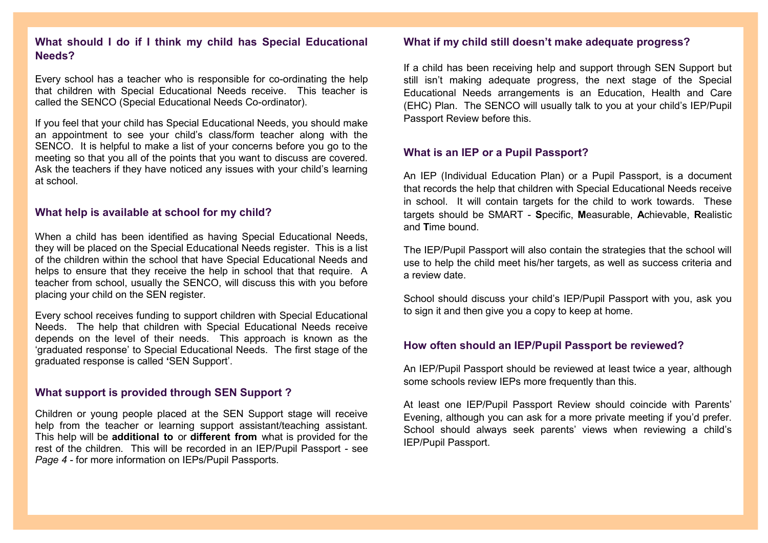## What should I do if I think my child has Special Educational Needs?

Every school has a teacher who is responsible for co-ordinating the help that children with Special Educational Needs receive. This teacher is called the SENCO (Special Educational Needs Co-ordinator).

If you feel that your child has Special Educational Needs, you should make an appointment to see your child's class/form teacher along with the SENCO. It is helpful to make a list of your concerns before you go to the meeting so that you all of the points that you want to discuss are covered. Ask the teachers if they have noticed any issues with your child's learning at school.

## What help is available at school for my child?

When a child has been identified as having Special Educational Needs, they will be placed on the Special Educational Needs register. This is a list of the children within the school that have Special Educational Needs and helps to ensure that they receive the help in school that that require. A teacher from school, usually the SENCO, will discuss this with you before placing your child on the SEN register.

Every school receives funding to support children with Special Educational Needs. The help that children with Special Educational Needs receive depends on the level of their needs. This approach is known as the 'graduated response' to Special Educational Needs. The first stage of the graduated response is called 'SEN Support'.

## What support is provided through SEN Support ?

Children or young people placed at the SEN Support stage will receive help from the teacher or learning support assistant/teaching assistant. This help will be **additional to** or **different from** what is provided for the rest of the children. This will be recorded in an IEP/Pupil Passport - see *Page 4* - for more information on IEPs/Pupil Passports.

## What if my child still doesn't make adequate progress?

If a child has been receiving help and support through SEN Support but still isn't making adequate progress, the next stage of the Special Educational Needs arrangements is an Education, Health and Care (EHC) Plan. The SENCO will usually talk to you at your child's IEP/Pupil Passport Review before this.

## What is an IEP or a Pupil Passport?

An IEP (Individual Education Plan) or a Pupil Passport, is a document that records the help that children with Special Educational Needs receive in school. It will contain targets for the child to work towards. These targets should be SMART - **S**pecific, **M**easurable, **A**chievable, **R**ealistic and **T**ime bound.

The IEP/Pupil Passport will also contain the strategies that the school will use to help the child meet his/her targets, as well as success criteria and a review date.

School should discuss your child's IEP/Pupil Passport with you, ask you to sign it and then give you a copy to keep at home.

## How often should an IEP/Pupil Passport be reviewed?

An IEP/Pupil Passport should be reviewed at least twice a year, although some schools review IEPs more frequently than this.

At least one IEP/Pupil Passport Review should coincide with Parents' Evening, although you can ask for a more private meeting if you'd prefer. School should always seek parents' views when reviewing a child's IEP/Pupil Passport.